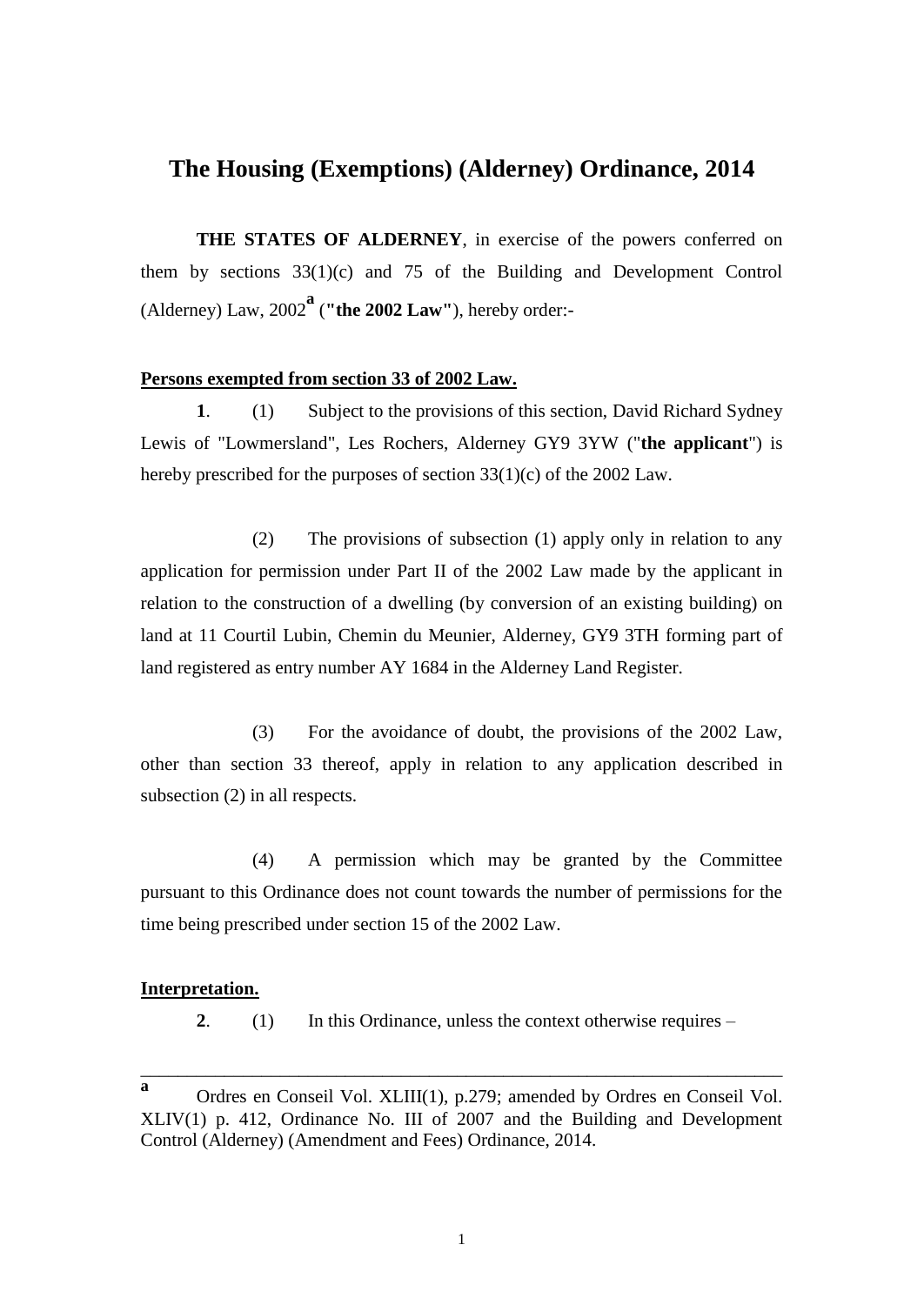# The Housing (Exemptions) (Alderney) Ordinance, 2014

**THE STATES OF ALDERNEY**, in exercise of the powers conferred on them by sections 33(1)(c) and 75 of the Building and Development Control (Alderney) Law, 2002[a] (**"the 2002 Law"**), hereby order:-

**Persons exempted from section 33 of 2002 Law.**

**1**. (1) Subject to the provisions of this section, David Richard Sydney Lewis of "Lowmersland", Les Rochers, Alderney GY9 3YW ("**the applicant**") is hereby prescribed for the purposes of section 33(1)(c) of the 2002 Law.

(2) The provisions of subsection (1) apply only in relation to any application for permission under Part II of the 2002 Law made by the applicant in relation to the construction of a dwelling (by conversion of an existing building) on land at 11 Courtil Lubin, Chemin du Meunier, Alderney, GY9 3TH forming part of land registered as entry number AY 1684 in the Alderney Land Register.

(3) For the avoidance of doubt, the provisions of the 2002 Law, other than section 33 thereof, apply in relation to any application described in subsection (2) in all respects.

(4) A permission which may be granted by the Committee pursuant to this Ordinance does not count towards the number of permissions for the time being prescribed under section 15 of the 2002 Law.

**Interpretation.**

**2**. (1) In this Ordinance, unless the context otherwise requires –

---

[a] Ordres en Conseil Vol. XLIII(1), p.279; amended by Ordres en Conseil Vol. XLIV(1) p. 412, Ordinance No. III of 2007 and the Building and Development Control (Alderney) (Amendment and Fees) Ordinance, 2014.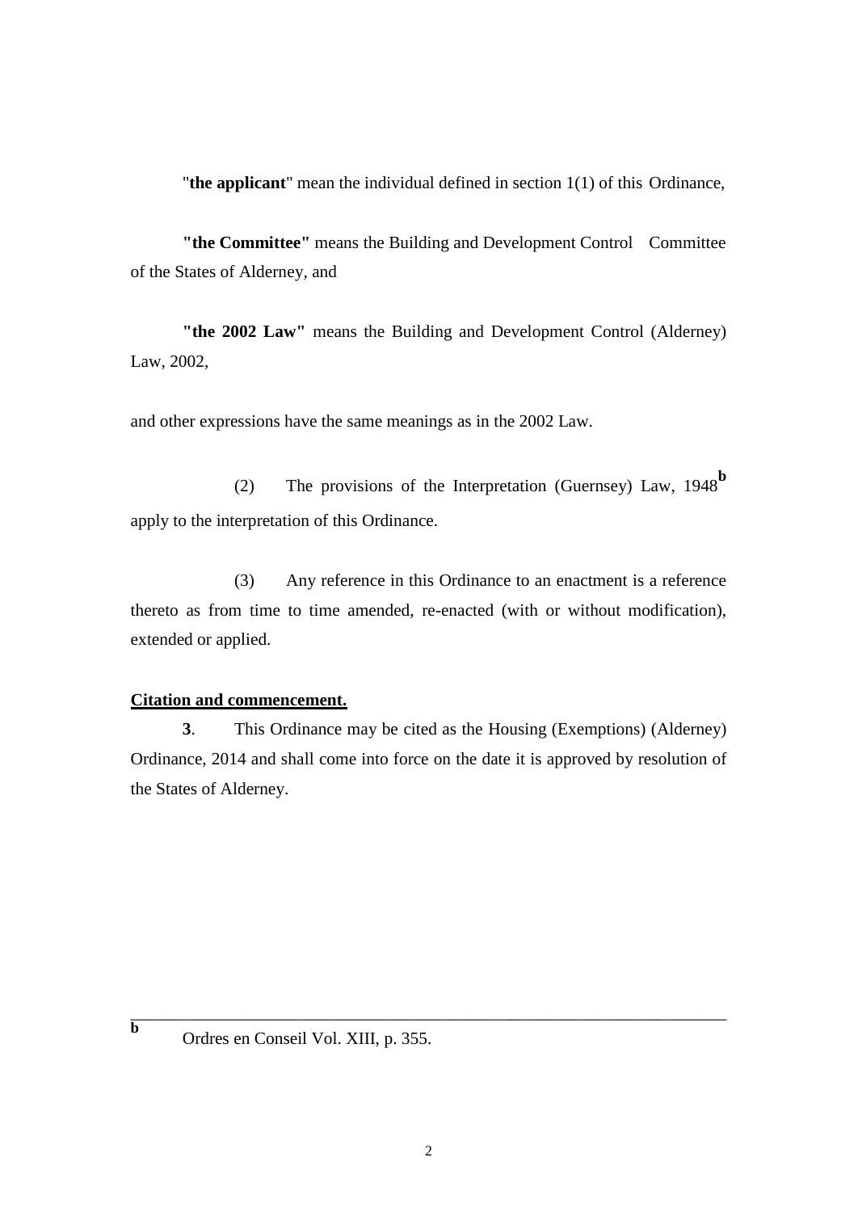"**the applicant**" mean the individual defined in section 1(1) of this Ordinance,

**"the Committee"** means the Building and Development Control Committee of the States of Alderney, and

**"the 2002 Law"** means the Building and Development Control (Alderney) Law, 2002,

and other expressions have the same meanings as in the 2002 Law.

(2) The provisions of the Interpretation (Guernsey) Law, 1948[b] apply to the interpretation of this Ordinance.

(3) Any reference in this Ordinance to an enactment is a reference thereto as from time to time amended, re-enacted (with or without modification), extended or applied.

**Citation and commencement.**

**3**. This Ordinance may be cited as the Housing (Exemptions) (Alderney) Ordinance, 2014 and shall come into force on the date it is approved by resolution of the States of Alderney.

---

[b] Ordres en Conseil Vol. XIII, p. 355.